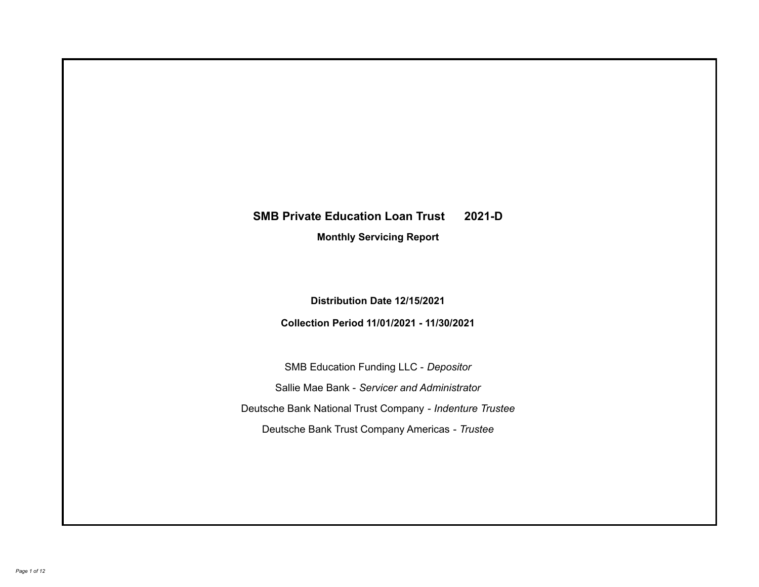# SMB Private Education Loan Trust 2021-D

## Monthly Servicing Report

**Distribution Date 12/15/2021**

**Collection Period 11/01/2021 - 11/30/2021**

SMB Education Funding LLC - *Depositor*

Sallie Mae Bank - *Servicer and Administrator*

Deutsche Bank National Trust Company - *Indenture Trustee*

Deutsche Bank Trust Company Americas - *Trustee*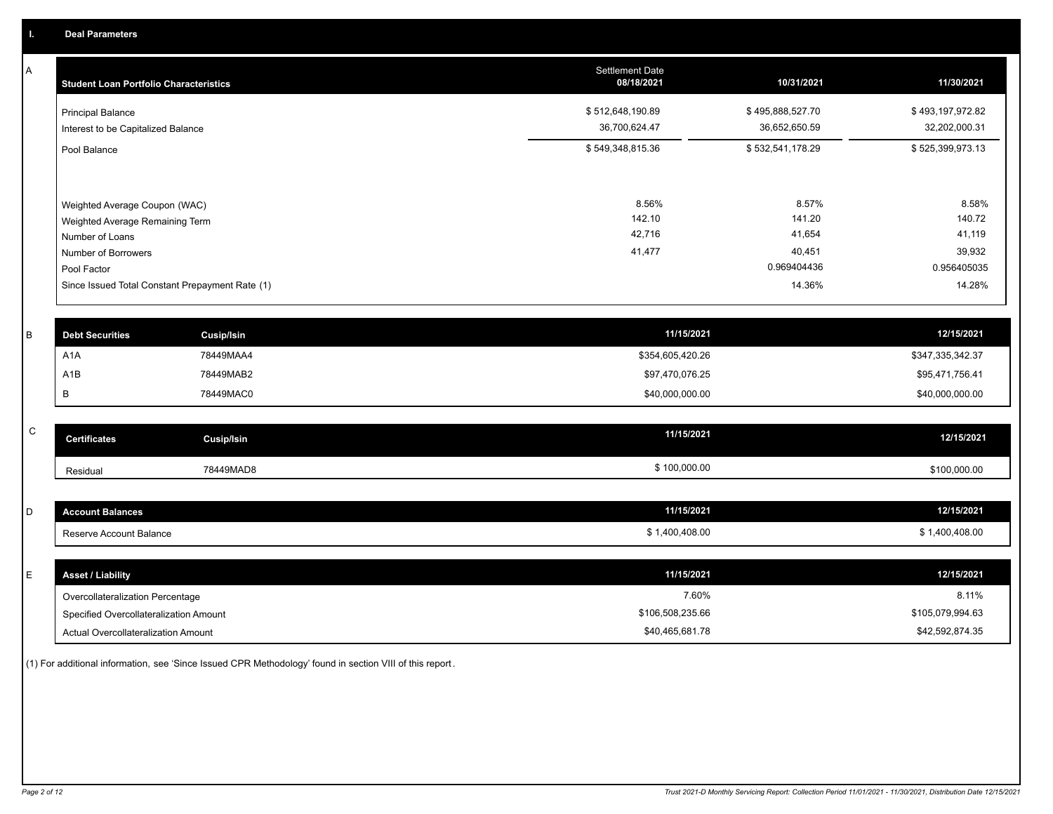## I. Deal Parameters

### A

| Student Loan Portfolio Characteristics | Settlement Date 08/18/2021 | 10/31/2021 | 11/30/2021 |
|---|---|---|---|
| Principal Balance | $ 512,648,190.89 | $ 495,888,527.70 | $ 493,197,972.82 |
| Interest to be Capitalized Balance | 36,700,624.47 | 36,652,650.59 | 32,202,000.31 |
| Pool Balance | $ 549,348,815.36 | $ 532,541,178.29 | $ 525,399,973.13 |
| Weighted Average Coupon (WAC) | 8.56% | 8.57% | 8.58% |
| Weighted Average Remaining Term | 142.10 | 141.20 | 140.72 |
| Number of Loans | 42,716 | 41,654 | 41,119 |
| Number of Borrowers | 41,477 | 40,451 | 39,932 |
| Pool Factor | | 0.969404436 | 0.956405035 |
| Since Issued Total Constant Prepayment Rate (1) | | 14.36% | 14.28% |

### B

| Debt Securities | Cusip/Isin | 11/15/2021 | 12/15/2021 |
|---|---|---|---|
| A1A | 78449MAA4 | $354,605,420.26 | $347,335,342.37 |
| A1B | 78449MAB2 | $97,470,076.25 | $95,471,756.41 |
| B | 78449MAC0 | $40,000,000.00 | $40,000,000.00 |

### C

| Certificates | Cusip/Isin | 11/15/2021 | 12/15/2021 |
|---|---|---|---|
| Residual | 78449MAD8 | $ 100,000.00 | $100,000.00 |

### D

| Account Balances | 11/15/2021 | 12/15/2021 |
|---|---|---|
| Reserve Account Balance | $ 1,400,408.00 | $ 1,400,408.00 |

### E

| Asset / Liability | 11/15/2021 | 12/15/2021 |
|---|---|---|
| Overcollateralization Percentage | 7.60% | 8.11% |
| Specified Overcollateralization Amount | $106,508,235.66 | $105,079,994.63 |
| Actual Overcollateralization Amount | $40,465,681.78 | $42,592,874.35 |

(1) For additional information, see 'Since Issued CPR Methodology' found in section VIII of this report.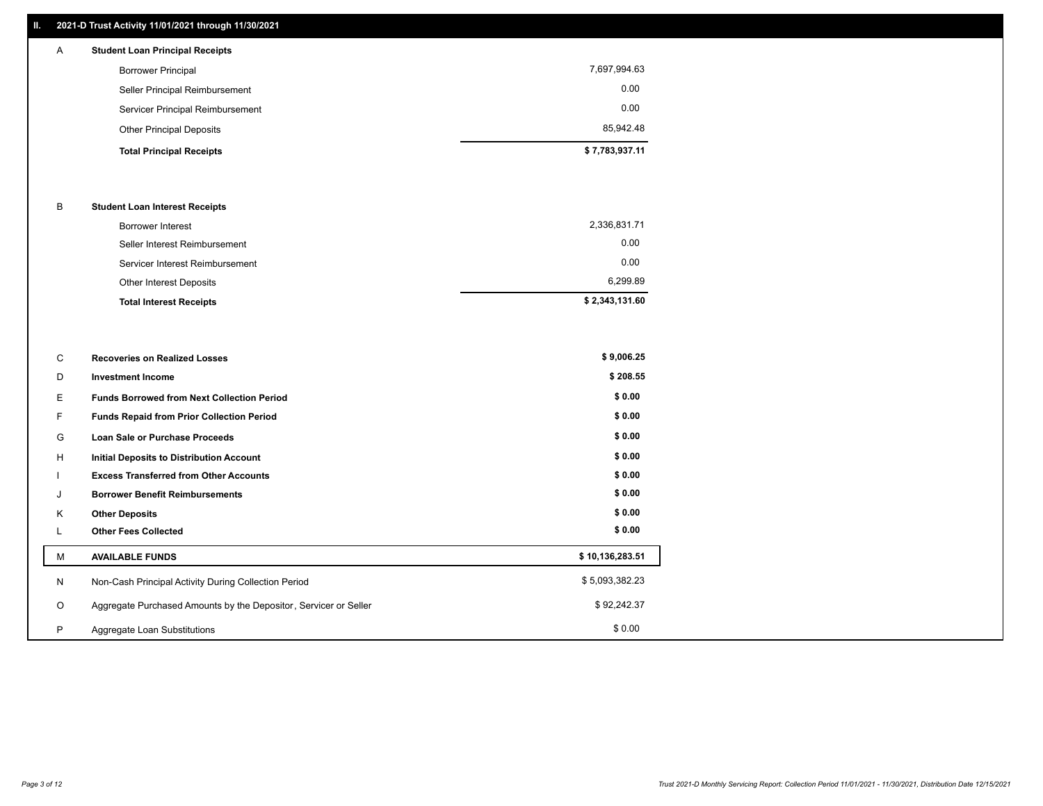## II. 2021-D Trust Activity 11/01/2021 through 11/30/2021

| | | |
|---|---|---|
| A | **Student Loan Principal Receipts** | |
| | Borrower Principal | 7,697,994.63 |
| | Seller Principal Reimbursement | 0.00 |
| | Servicer Principal Reimbursement | 0.00 |
| | Other Principal Deposits | 85,942.48 |
| | **Total Principal Receipts** | **$ 7,783,937.11** |
| B | **Student Loan Interest Receipts** | |
| | Borrower Interest | 2,336,831.71 |
| | Seller Interest Reimbursement | 0.00 |
| | Servicer Interest Reimbursement | 0.00 |
| | Other Interest Deposits | 6,299.89 |
| | **Total Interest Receipts** | **$ 2,343,131.60** |
| C | **Recoveries on Realized Losses** | **$ 9,006.25** |
| D | **Investment Income** | **$ 208.55** |
| E | **Funds Borrowed from Next Collection Period** | **$ 0.00** |
| F | **Funds Repaid from Prior Collection Period** | **$ 0.00** |
| G | **Loan Sale or Purchase Proceeds** | **$ 0.00** |
| H | **Initial Deposits to Distribution Account** | **$ 0.00** |
| I | **Excess Transferred from Other Accounts** | **$ 0.00** |
| J | **Borrower Benefit Reimbursements** | **$ 0.00** |
| K | **Other Deposits** | **$ 0.00** |
| L | **Other Fees Collected** | **$ 0.00** |
| M | **AVAILABLE FUNDS** | **$ 10,136,283.51** |
| N | Non-Cash Principal Activity During Collection Period | $ 5,093,382.23 |
| O | Aggregate Purchased Amounts by the Depositor, Servicer or Seller | $ 92,242.37 |
| P | Aggregate Loan Substitutions | $ 0.00 |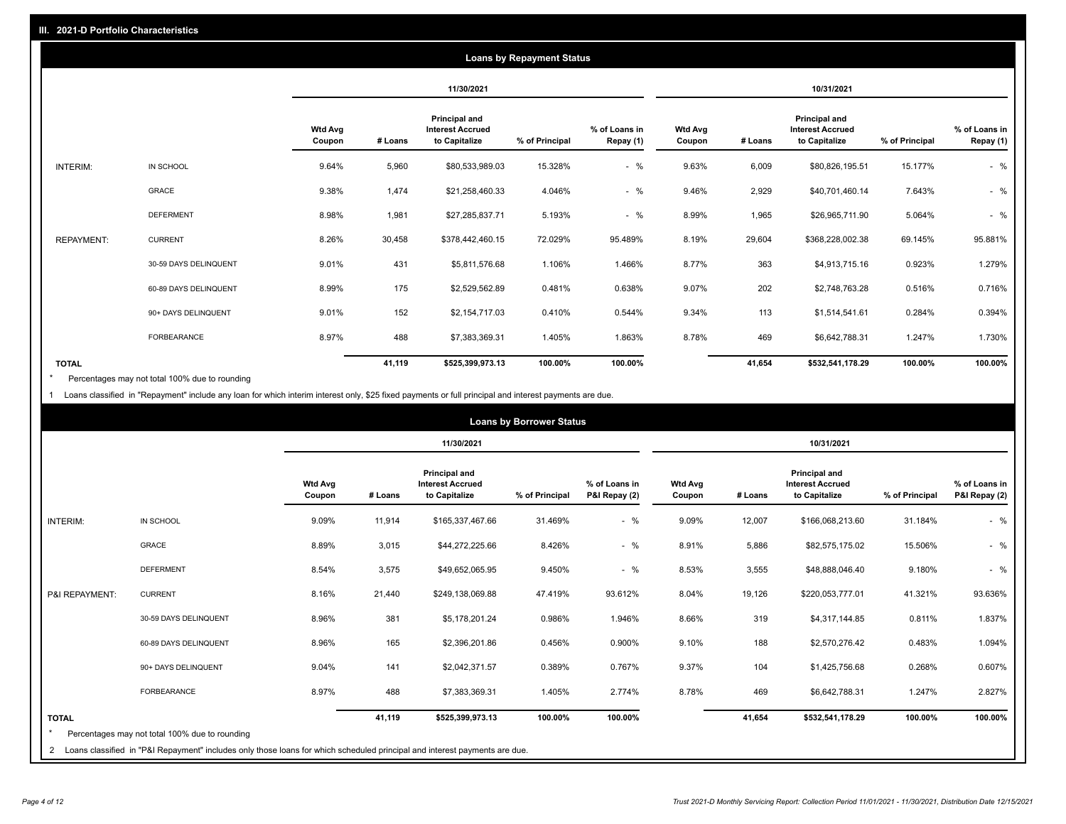## III. 2021-D Portfolio Characteristics

### Loans by Repayment Status

| | | 11/30/2021 | | | | | 10/31/2021 | | | | |
|---|---|---|---|---|---|---|---|---|---|---|---|
| | | Wtd Avg Coupon | # Loans | Principal and Interest Accrued to Capitalize | % of Principal | % of Loans in Repay (1) | Wtd Avg Coupon | # Loans | Principal and Interest Accrued to Capitalize | % of Principal | % of Loans in Repay (1) |
| INTERIM: | IN SCHOOL | 9.64% | 5,960 | $80,533,989.03 | 15.328% | - % | 9.63% | 6,009 | $80,826,195.51 | 15.177% | - % |
| | GRACE | 9.38% | 1,474 | $21,258,460.33 | 4.046% | - % | 9.46% | 2,929 | $40,701,460.14 | 7.643% | - % |
| | DEFERMENT | 8.98% | 1,981 | $27,285,837.71 | 5.193% | - % | 8.99% | 1,965 | $26,965,711.90 | 5.064% | - % |
| REPAYMENT: | CURRENT | 8.26% | 30,458 | $378,442,460.15 | 72.029% | 95.489% | 8.19% | 29,604 | $368,228,002.38 | 69.145% | 95.881% |
| | 30-59 DAYS DELINQUENT | 9.01% | 431 | $5,811,576.68 | 1.106% | 1.466% | 8.77% | 363 | $4,913,715.16 | 0.923% | 1.279% |
| | 60-89 DAYS DELINQUENT | 8.99% | 175 | $2,529,562.89 | 0.481% | 0.638% | 9.07% | 202 | $2,748,763.28 | 0.516% | 0.716% |
| | 90+ DAYS DELINQUENT | 9.01% | 152 | $2,154,717.03 | 0.410% | 0.544% | 9.34% | 113 | $1,514,541.61 | 0.284% | 0.394% |
| | FORBEARANCE | 8.97% | 488 | $7,383,369.31 | 1.405% | 1.863% | 8.78% | 469 | $6,642,788.31 | 1.247% | 1.730% |
| TOTAL | | | 41,119 | $525,399,973.13 | 100.00% | 100.00% | | 41,654 | $532,541,178.29 | 100.00% | 100.00% |

* Percentages may not total 100% due to rounding

1 Loans classified in "Repayment" include any loan for which interim interest only, $25 fixed payments or full principal and interest payments are due.

### Loans by Borrower Status

| | | 11/30/2021 | | | | | 10/31/2021 | | | | |
|---|---|---|---|---|---|---|---|---|---|---|---|
| | | Wtd Avg Coupon | # Loans | Principal and Interest Accrued to Capitalize | % of Principal | % of Loans in P&I Repay (2) | Wtd Avg Coupon | # Loans | Principal and Interest Accrued to Capitalize | % of Principal | % of Loans in P&I Repay (2) |
| INTERIM: | IN SCHOOL | 9.09% | 11,914 | $165,337,467.66 | 31.469% | - % | 9.09% | 12,007 | $166,068,213.60 | 31.184% | - % |
| | GRACE | 8.89% | 3,015 | $44,272,225.66 | 8.426% | - % | 8.91% | 5,886 | $82,575,175.02 | 15.506% | - % |
| | DEFERMENT | 8.54% | 3,575 | $49,652,065.95 | 9.450% | - % | 8.53% | 3,555 | $48,888,046.40 | 9.180% | - % |
| P&I REPAYMENT: | CURRENT | 8.16% | 21,440 | $249,138,069.88 | 47.419% | 93.612% | 8.04% | 19,126 | $220,053,777.01 | 41.321% | 93.636% |
| | 30-59 DAYS DELINQUENT | 8.96% | 381 | $5,178,201.24 | 0.986% | 1.946% | 8.66% | 319 | $4,317,144.85 | 0.811% | 1.837% |
| | 60-89 DAYS DELINQUENT | 8.96% | 165 | $2,396,201.86 | 0.456% | 0.900% | 9.10% | 188 | $2,570,276.42 | 0.483% | 1.094% |
| | 90+ DAYS DELINQUENT | 9.04% | 141 | $2,042,371.57 | 0.389% | 0.767% | 9.37% | 104 | $1,425,756.68 | 0.268% | 0.607% |
| | FORBEARANCE | 8.97% | 488 | $7,383,369.31 | 1.405% | 2.774% | 8.78% | 469 | $6,642,788.31 | 1.247% | 2.827% |
| TOTAL | | | 41,119 | $525,399,973.13 | 100.00% | 100.00% | | 41,654 | $532,541,178.29 | 100.00% | 100.00% |

* Percentages may not total 100% due to rounding

2 Loans classified in "P&I Repayment" includes only those loans for which scheduled principal and interest payments are due.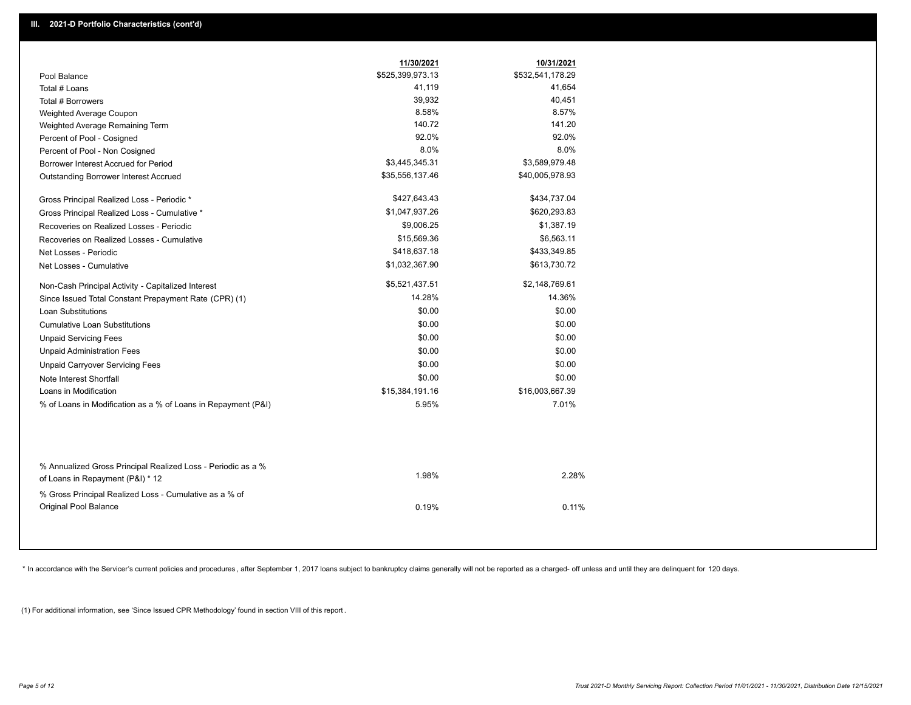## III. 2021-D Portfolio Characteristics (cont'd)

| | 11/30/2021 | 10/31/2021 |
|---|---|---|
| Pool Balance | $525,399,973.13 | $532,541,178.29 |
| Total # Loans | 41,119 | 41,654 |
| Total # Borrowers | 39,932 | 40,451 |
| Weighted Average Coupon | 8.58% | 8.57% |
| Weighted Average Remaining Term | 140.72 | 141.20 |
| Percent of Pool - Cosigned | 92.0% | 92.0% |
| Percent of Pool - Non Cosigned | 8.0% | 8.0% |
| Borrower Interest Accrued for Period | $3,445,345.31 | $3,589,979.48 |
| Outstanding Borrower Interest Accrued | $35,556,137.46 | $40,005,978.93 |
| Gross Principal Realized Loss - Periodic * | $427,643.43 | $434,737.04 |
| Gross Principal Realized Loss - Cumulative * | $1,047,937.26 | $620,293.83 |
| Recoveries on Realized Losses - Periodic | $9,006.25 | $1,387.19 |
| Recoveries on Realized Losses - Cumulative | $15,569.36 | $6,563.11 |
| Net Losses - Periodic | $418,637.18 | $433,349.85 |
| Net Losses - Cumulative | $1,032,367.90 | $613,730.72 |
| Non-Cash Principal Activity - Capitalized Interest | $5,521,437.51 | $2,148,769.61 |
| Since Issued Total Constant Prepayment Rate (CPR) (1) | 14.28% | 14.36% |
| Loan Substitutions | $0.00 | $0.00 |
| Cumulative Loan Substitutions | $0.00 | $0.00 |
| Unpaid Servicing Fees | $0.00 | $0.00 |
| Unpaid Administration Fees | $0.00 | $0.00 |
| Unpaid Carryover Servicing Fees | $0.00 | $0.00 |
| Note Interest Shortfall | $0.00 | $0.00 |
| Loans in Modification | $15,384,191.16 | $16,003,667.39 |
| % of Loans in Modification as a % of Loans in Repayment (P&I) | 5.95% | 7.01% |
| % Annualized Gross Principal Realized Loss - Periodic as a % of Loans in Repayment (P&I) * 12 | 1.98% | 2.28% |
| % Gross Principal Realized Loss - Cumulative as a % of Original Pool Balance | 0.19% | 0.11% |

* In accordance with the Servicer's current policies and procedures , after September 1, 2017 loans subject to bankruptcy claims generally will not be reported as a charged- off unless and until they are delinquent for 120 days.

(1) For additional information, see 'Since Issued CPR Methodology' found in section VIII of this report .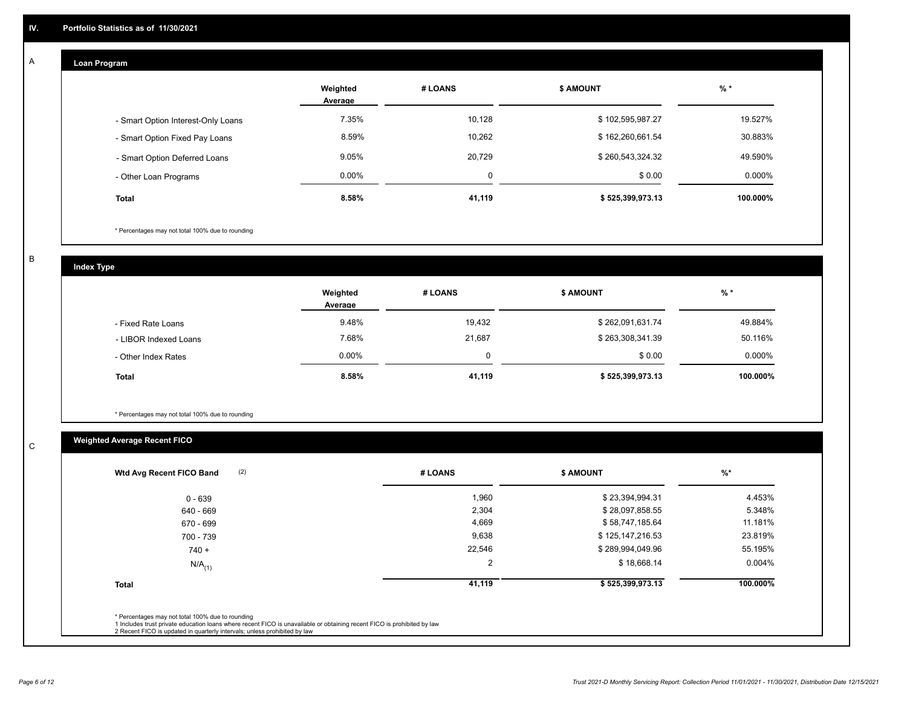## IV. Portfolio Statistics as of 11/30/2021

### A

#### Loan Program

| | Weighted Average | # LOANS | $ AMOUNT | % * |
|---|---|---|---|---|
| - Smart Option Interest-Only Loans | 7.35% | 10,128 | $ 102,595,987.27 | 19.527% |
| - Smart Option Fixed Pay Loans | 8.59% | 10,262 | $ 162,260,661.54 | 30.883% |
| - Smart Option Deferred Loans | 9.05% | 20,729 | $ 260,543,324.32 | 49.590% |
| - Other Loan Programs | 0.00% | 0 | $ 0.00 | 0.000% |
| **Total** | **8.58%** | **41,119** | **$ 525,399,973.13** | **100.000%** |

* Percentages may not total 100% due to rounding

### B

#### Index Type

| | Weighted Average | # LOANS | $ AMOUNT | % * |
|---|---|---|---|---|
| - Fixed Rate Loans | 9.48% | 19,432 | $ 262,091,631.74 | 49.884% |
| - LIBOR Indexed Loans | 7.68% | 21,687 | $ 263,308,341.39 | 50.116% |
| - Other Index Rates | 0.00% | 0 | $ 0.00 | 0.000% |
| **Total** | **8.58%** | **41,119** | **$ 525,399,973.13** | **100.000%** |

* Percentages may not total 100% due to rounding

### C

#### Weighted Average Recent FICO

| Wtd Avg Recent FICO Band (2) | # LOANS | $ AMOUNT | %* |
|---|---|---|---|
| 0 - 639 | 1,960 | $ 23,394,994.31 | 4.453% |
| 640 - 669 | 2,304 | $ 28,097,858.55 | 5.348% |
| 670 - 699 | 4,669 | $ 58,747,185.64 | 11.181% |
| 700 - 739 | 9,638 | $ 125,147,216.53 | 23.819% |
| 740 + | 22,546 | $ 289,994,049.96 | 55.195% |
| N/A(1) | 2 | $ 18,668.14 | 0.004% |
| **Total** | **41,119** | **$ 525,399,973.13** | **100.000%** |

* Percentages may not total 100% due to rounding
1 Includes trust private education loans where recent FICO is unavailable or obtaining recent FICO is prohibited by law
2 Recent FICO is updated in quarterly intervals; unless prohibited by law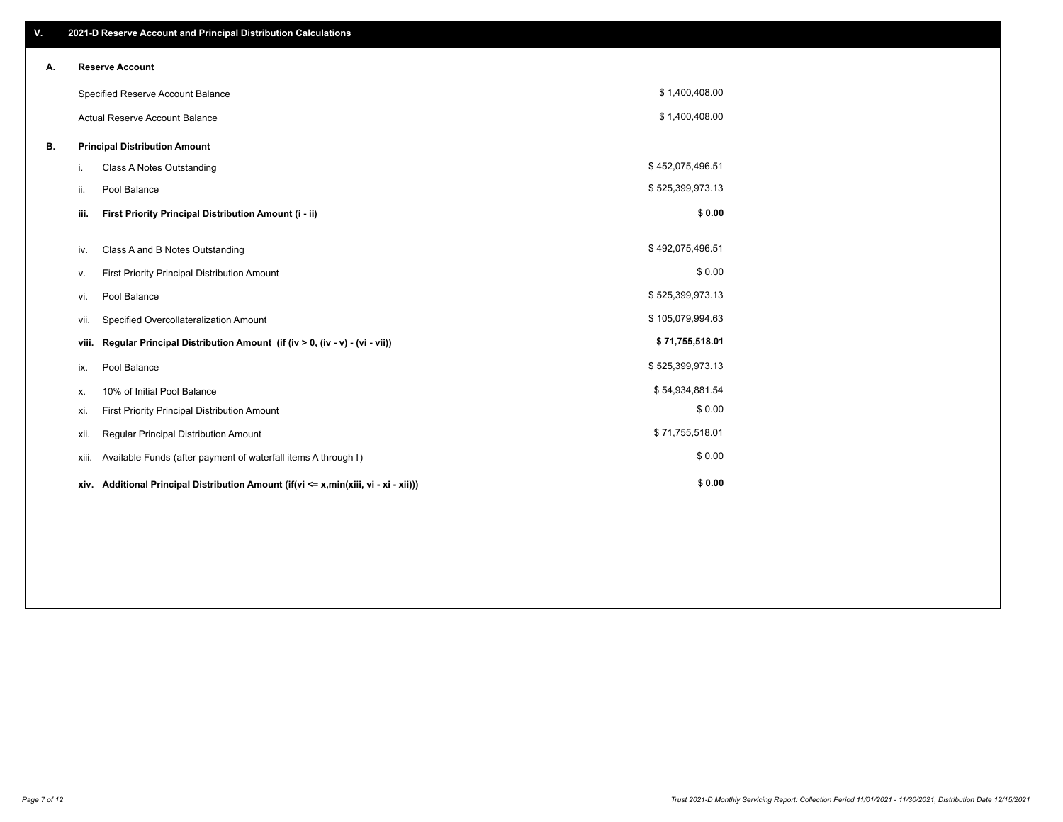## V. 2021-D Reserve Account and Principal Distribution Calculations

### A. Reserve Account

| | |
|---|---|
| Specified Reserve Account Balance | $ 1,400,408.00 |
| Actual Reserve Account Balance | $ 1,400,408.00 |

### B. Principal Distribution Amount

| | | |
|---|---|---|
| i. | Class A Notes Outstanding | $ 452,075,496.51 |
| ii. | Pool Balance | $ 525,399,973.13 |
| **iii.** | **First Priority Principal Distribution Amount (i - ii)** | **$ 0.00** |
| iv. | Class A and B Notes Outstanding | $ 492,075,496.51 |
| v. | First Priority Principal Distribution Amount | $ 0.00 |
| vi. | Pool Balance | $ 525,399,973.13 |
| vii. | Specified Overcollateralization Amount | $ 105,079,994.63 |
| **viii.** | **Regular Principal Distribution Amount (if (iv > 0, (iv - v) - (vi - vii))** | **$ 71,755,518.01** |
| ix. | Pool Balance | $ 525,399,973.13 |
| x. | 10% of Initial Pool Balance | $ 54,934,881.54 |
| xi. | First Priority Principal Distribution Amount | $ 0.00 |
| xii. | Regular Principal Distribution Amount | $ 71,755,518.01 |
| xiii. | Available Funds (after payment of waterfall items A through I) | $ 0.00 |
| **xiv.** | **Additional Principal Distribution Amount (if(vi <= x,min(xiii, vi - xi - xii)))** | **$ 0.00** |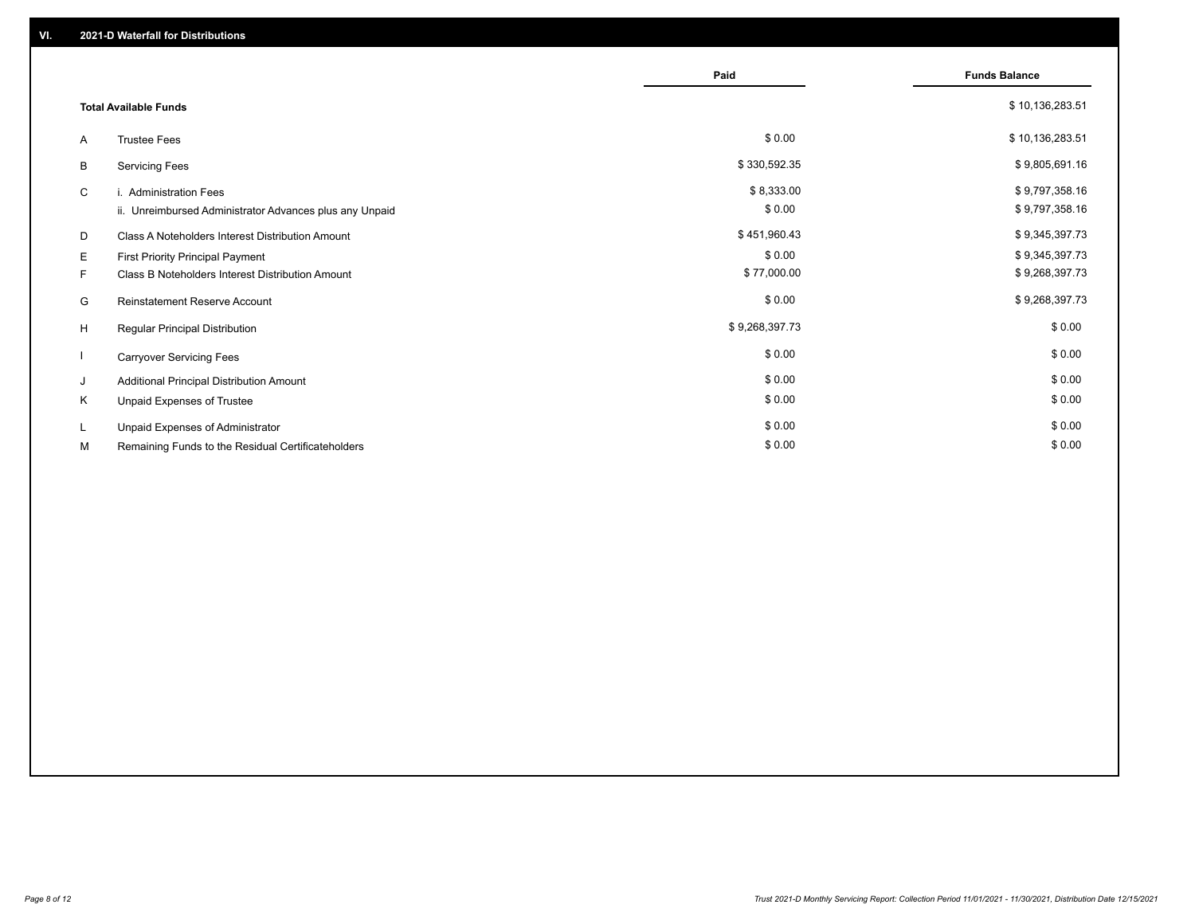## VI. 2021-D Waterfall for Distributions

| | | Paid | Funds Balance |
|---|---|---|---|
| | **Total Available Funds** | | $ 10,136,283.51 |
| A | Trustee Fees | $ 0.00 | $ 10,136,283.51 |
| B | Servicing Fees | $ 330,592.35 | $ 9,805,691.16 |
| C | i. Administration Fees | $ 8,333.00 | $ 9,797,358.16 |
| | ii. Unreimbursed Administrator Advances plus any Unpaid | $ 0.00 | $ 9,797,358.16 |
| D | Class A Noteholders Interest Distribution Amount | $ 451,960.43 | $ 9,345,397.73 |
| E | First Priority Principal Payment | $ 0.00 | $ 9,345,397.73 |
| F | Class B Noteholders Interest Distribution Amount | $ 77,000.00 | $ 9,268,397.73 |
| G | Reinstatement Reserve Account | $ 0.00 | $ 9,268,397.73 |
| H | Regular Principal Distribution | $ 9,268,397.73 | $ 0.00 |
| I | Carryover Servicing Fees | $ 0.00 | $ 0.00 |
| J | Additional Principal Distribution Amount | $ 0.00 | $ 0.00 |
| K | Unpaid Expenses of Trustee | $ 0.00 | $ 0.00 |
| L | Unpaid Expenses of Administrator | $ 0.00 | $ 0.00 |
| M | Remaining Funds to the Residual Certificateholders | $ 0.00 | $ 0.00 |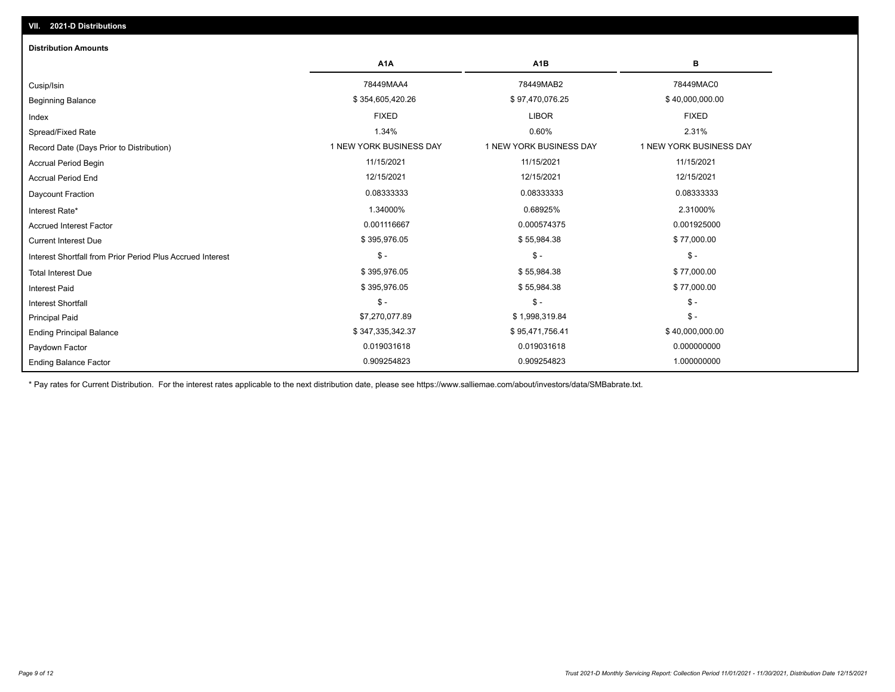## VII. 2021-D Distributions

### Distribution Amounts

| | A1A | A1B | B |
|---|---|---|---|
| Cusip/Isin | 78449MAA4 | 78449MAB2 | 78449MAC0 |
| Beginning Balance | $ 354,605,420.26 | $ 97,470,076.25 | $ 40,000,000.00 |
| Index | FIXED | LIBOR | FIXED |
| Spread/Fixed Rate | 1.34% | 0.60% | 2.31% |
| Record Date (Days Prior to Distribution) | 1 NEW YORK BUSINESS DAY | 1 NEW YORK BUSINESS DAY | 1 NEW YORK BUSINESS DAY |
| Accrual Period Begin | 11/15/2021 | 11/15/2021 | 11/15/2021 |
| Accrual Period End | 12/15/2021 | 12/15/2021 | 12/15/2021 |
| Daycount Fraction | 0.08333333 | 0.08333333 | 0.08333333 |
| Interest Rate* | 1.34000% | 0.68925% | 2.31000% |
| Accrued Interest Factor | 0.001116667 | 0.000574375 | 0.001925000 |
| Current Interest Due | $ 395,976.05 | $ 55,984.38 | $ 77,000.00 |
| Interest Shortfall from Prior Period Plus Accrued Interest | $ - | $ - | $ - |
| Total Interest Due | $ 395,976.05 | $ 55,984.38 | $ 77,000.00 |
| Interest Paid | $ 395,976.05 | $ 55,984.38 | $ 77,000.00 |
| Interest Shortfall | $ - | $ - | $ - |
| Principal Paid | $7,270,077.89 | $ 1,998,319.84 | $ - |
| Ending Principal Balance | $ 347,335,342.37 | $ 95,471,756.41 | $ 40,000,000.00 |
| Paydown Factor | 0.019031618 | 0.019031618 | 0.000000000 |
| Ending Balance Factor | 0.909254823 | 0.909254823 | 1.000000000 |

* Pay rates for Current Distribution. For the interest rates applicable to the next distribution date, please see https://www.salliemae.com/about/investors/data/SMBabrate.txt.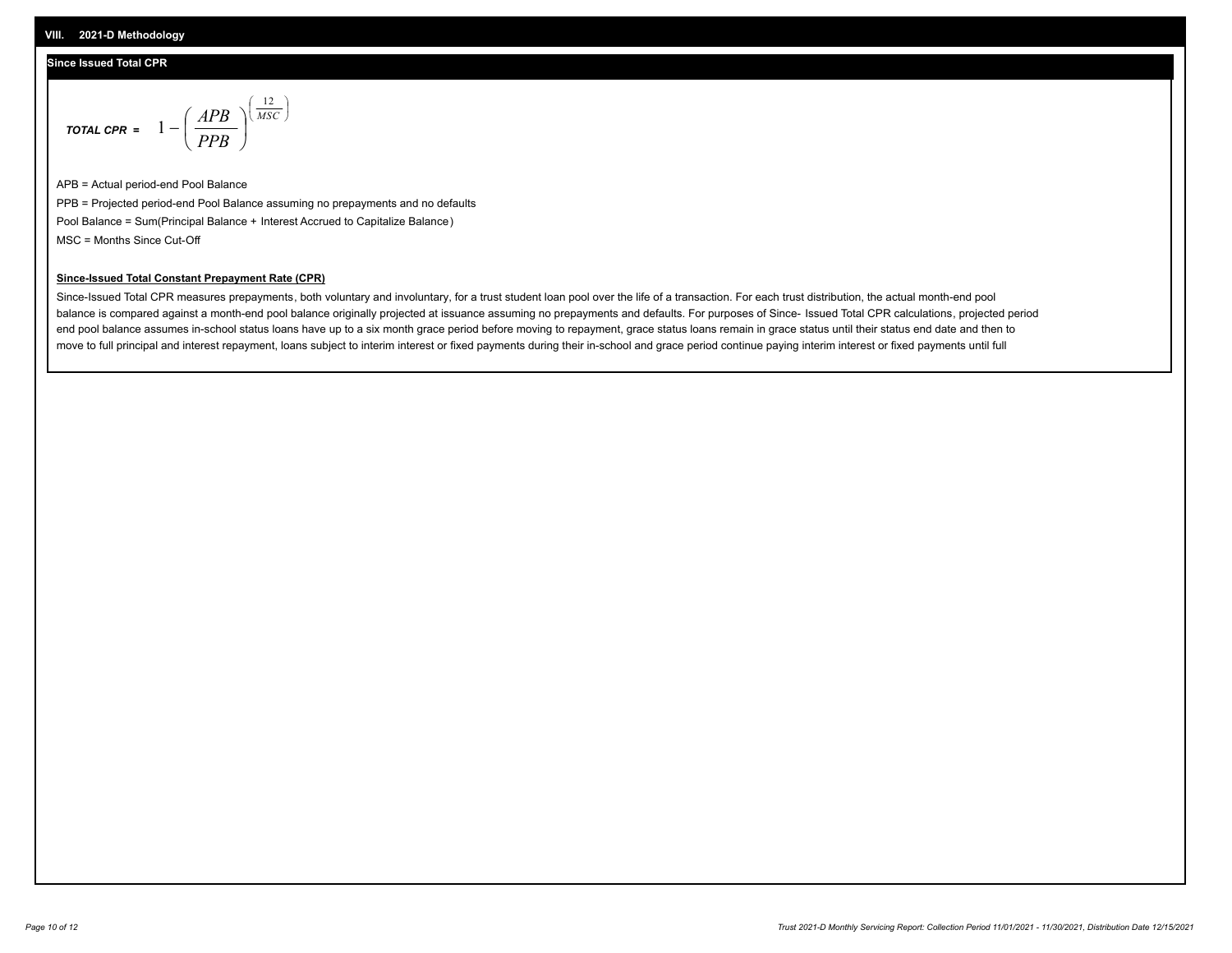## VIII. 2021-D Methodology

### Since Issued Total CPR

$$\textbf{\textit{TOTAL CPR}} = 1 - \left( \frac{APB}{PPB} \right)^{\left( \frac{12}{MSC} \right)}$$

APB = Actual period-end Pool Balance

PPB = Projected period-end Pool Balance assuming no prepayments and no defaults

Pool Balance = Sum(Principal Balance + Interest Accrued to Capitalize Balance)

MSC = Months Since Cut-Off

**Since-Issued Total Constant Prepayment Rate (CPR)**

Since-Issued Total CPR measures prepayments, both voluntary and involuntary, for a trust student loan pool over the life of a transaction. For each trust distribution, the actual month-end pool balance is compared against a month-end pool balance originally projected at issuance assuming no prepayments and defaults. For purposes of Since- Issued Total CPR calculations, projected period end pool balance assumes in-school status loans have up to a six month grace period before moving to repayment, grace status loans remain in grace status until their status end date and then to move to full principal and interest repayment, loans subject to interim interest or fixed payments during their in-school and grace period continue paying interim interest or fixed payments until full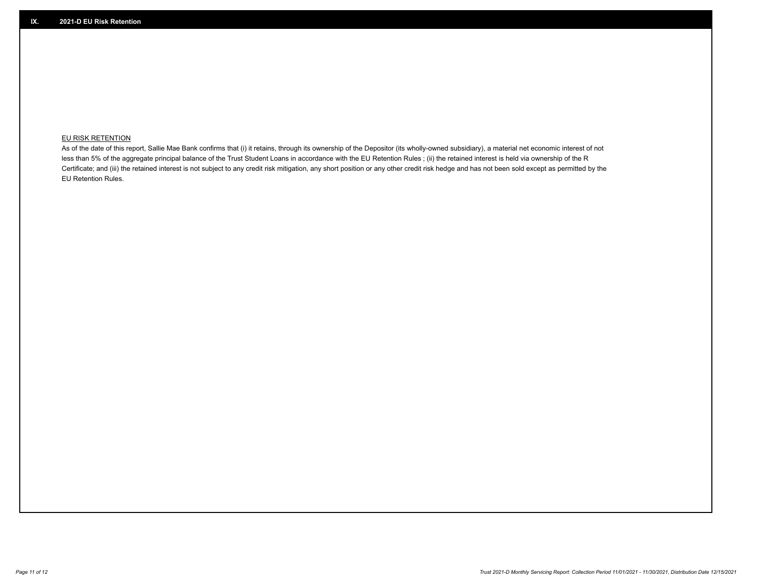## IX. 2021-D EU Risk Retention

EU RISK RETENTION

As of the date of this report, Sallie Mae Bank confirms that (i) it retains, through its ownership of the Depositor (its wholly-owned subsidiary), a material net economic interest of not less than 5% of the aggregate principal balance of the Trust Student Loans in accordance with the EU Retention Rules ; (ii) the retained interest is held via ownership of the R Certificate; and (iii) the retained interest is not subject to any credit risk mitigation, any short position or any other credit risk hedge and has not been sold except as permitted by the EU Retention Rules.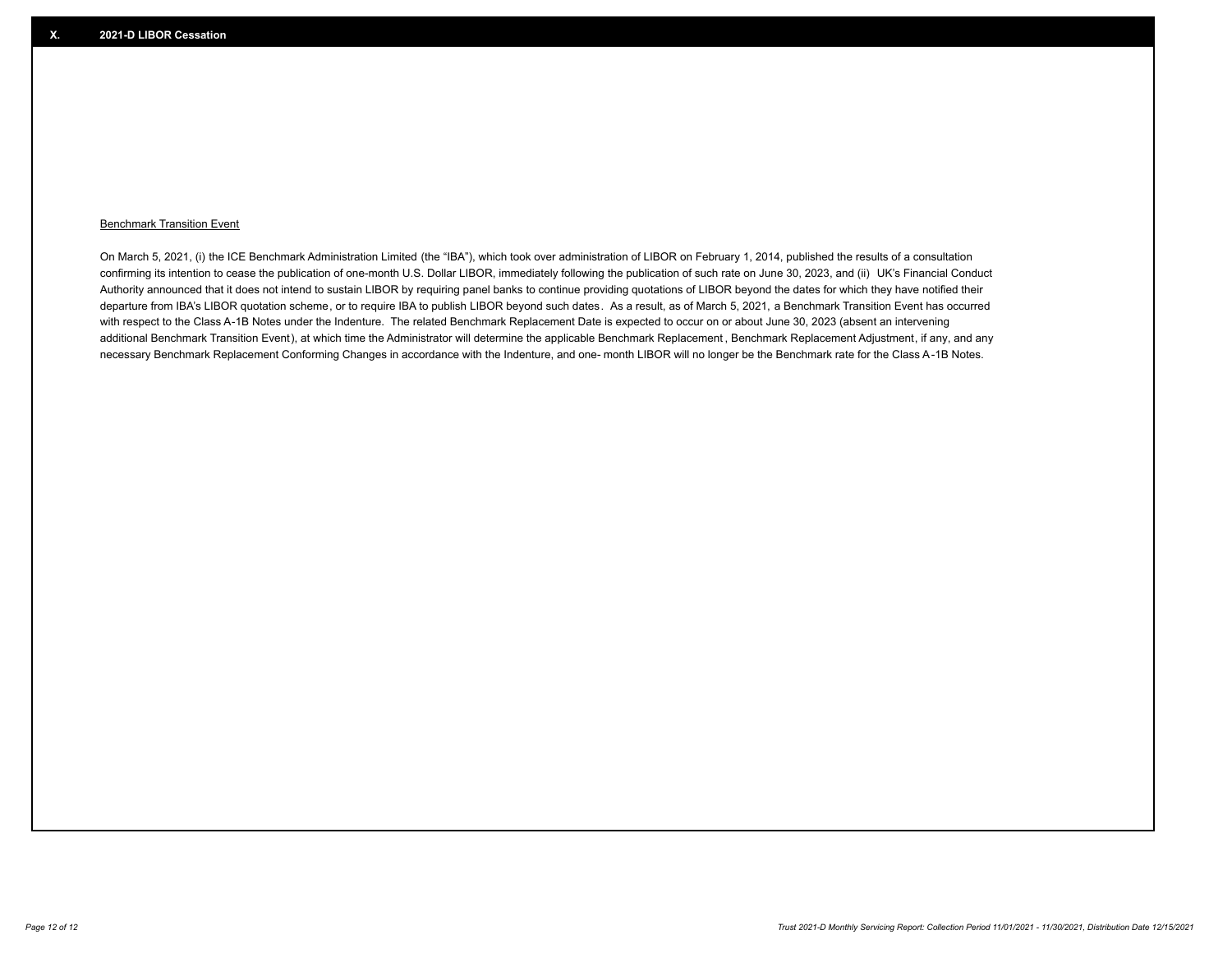## X. 2021-D LIBOR Cessation

<u>Benchmark Transition Event</u>

On March 5, 2021, (i) the ICE Benchmark Administration Limited (the "IBA"), which took over administration of LIBOR on February 1, 2014, published the results of a consultation confirming its intention to cease the publication of one-month U.S. Dollar LIBOR, immediately following the publication of such rate on June 30, 2023, and (ii) UK's Financial Conduct Authority announced that it does not intend to sustain LIBOR by requiring panel banks to continue providing quotations of LIBOR beyond the dates for which they have notified their departure from IBA's LIBOR quotation scheme, or to require IBA to publish LIBOR beyond such dates. As a result, as of March 5, 2021, a Benchmark Transition Event has occurred with respect to the Class A-1B Notes under the Indenture. The related Benchmark Replacement Date is expected to occur on or about June 30, 2023 (absent an intervening additional Benchmark Transition Event), at which time the Administrator will determine the applicable Benchmark Replacement, Benchmark Replacement Adjustment, if any, and any necessary Benchmark Replacement Conforming Changes in accordance with the Indenture, and one- month LIBOR will no longer be the Benchmark rate for the Class A-1B Notes.